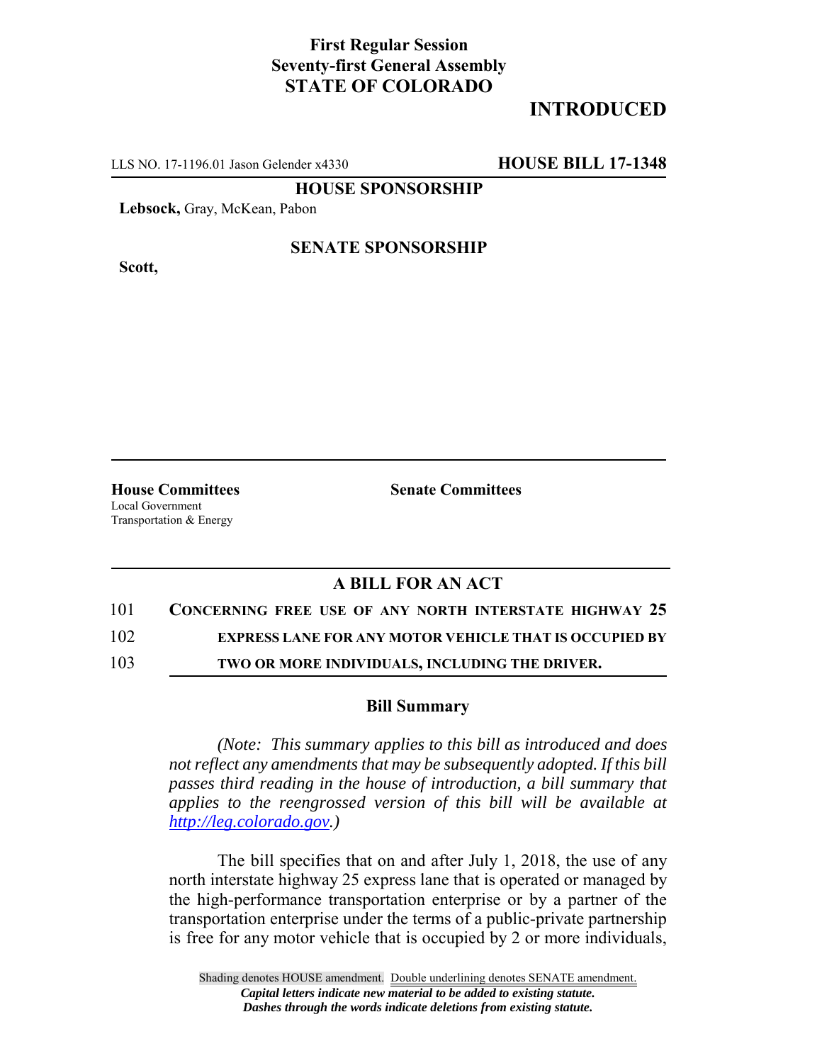**First Regular Session**
**Seventy-first General Assembly**
**STATE OF COLORADO**

**INTRODUCED**

LLS NO. 17-1196.01 Jason Gelender x4330 **HOUSE BILL 17-1348**

**HOUSE SPONSORSHIP**

**Lebsock,** Gray, McKean, Pabon

**SENATE SPONSORSHIP**

**Scott,**

**House Committees**
Local Government
Transportation & Energy

**Senate Committees**

## A BILL FOR AN ACT

101 **CONCERNING FREE USE OF ANY NORTH INTERSTATE HIGHWAY 25**
102 **EXPRESS LANE FOR ANY MOTOR VEHICLE THAT IS OCCUPIED BY**
103 **TWO OR MORE INDIVIDUALS, INCLUDING THE DRIVER.**

### Bill Summary

*(Note: This summary applies to this bill as introduced and does not reflect any amendments that may be subsequently adopted. If this bill passes third reading in the house of introduction, a bill summary that applies to the reengrossed version of this bill will be available at http://leg.colorado.gov.)*

The bill specifies that on and after July 1, 2018, the use of any north interstate highway 25 express lane that is operated or managed by the high-performance transportation enterprise or by a partner of the transportation enterprise under the terms of a public-private partnership is free for any motor vehicle that is occupied by 2 or more individuals,

Shading denotes HOUSE amendment. Double underlining denotes SENATE amendment.
*Capital letters indicate new material to be added to existing statute.*
*Dashes through the words indicate deletions from existing statute.*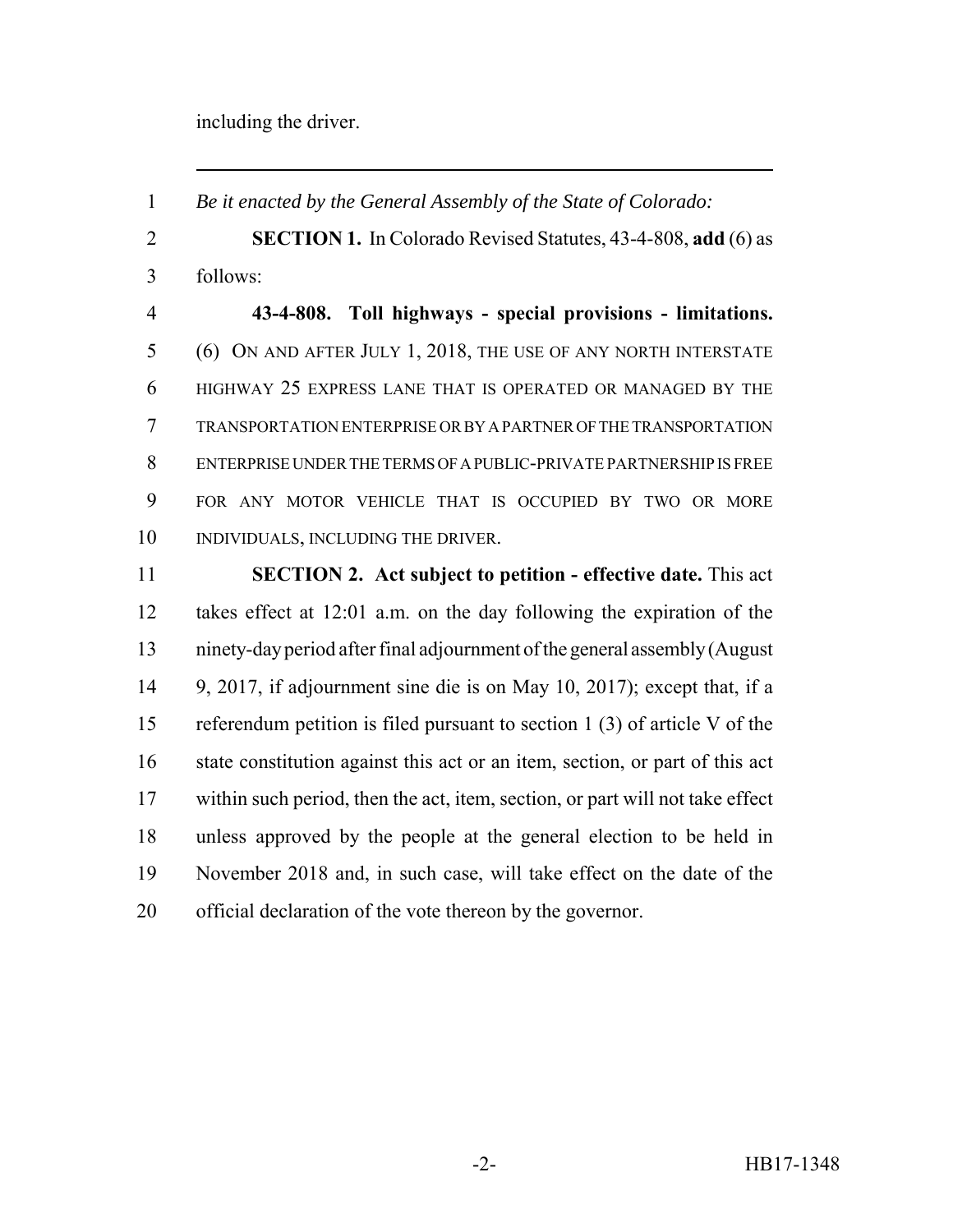including the driver.

---

*Be it enacted by the General Assembly of the State of Colorado:*

**SECTION 1.** In Colorado Revised Statutes, 43-4-808, **add** (6) as follows:

**43-4-808. Toll highways - special provisions - limitations.** (6) ON AND AFTER JULY 1, 2018, THE USE OF ANY NORTH INTERSTATE HIGHWAY 25 EXPRESS LANE THAT IS OPERATED OR MANAGED BY THE TRANSPORTATION ENTERPRISE OR BY A PARTNER OF THE TRANSPORTATION ENTERPRISE UNDER THE TERMS OF A PUBLIC-PRIVATE PARTNERSHIP IS FREE FOR ANY MOTOR VEHICLE THAT IS OCCUPIED BY TWO OR MORE INDIVIDUALS, INCLUDING THE DRIVER.

**SECTION 2. Act subject to petition - effective date.** This act takes effect at 12:01 a.m. on the day following the expiration of the ninety-day period after final adjournment of the general assembly (August 9, 2017, if adjournment sine die is on May 10, 2017); except that, if a referendum petition is filed pursuant to section 1 (3) of article V of the state constitution against this act or an item, section, or part of this act within such period, then the act, item, section, or part will not take effect unless approved by the people at the general election to be held in November 2018 and, in such case, will take effect on the date of the official declaration of the vote thereon by the governor.